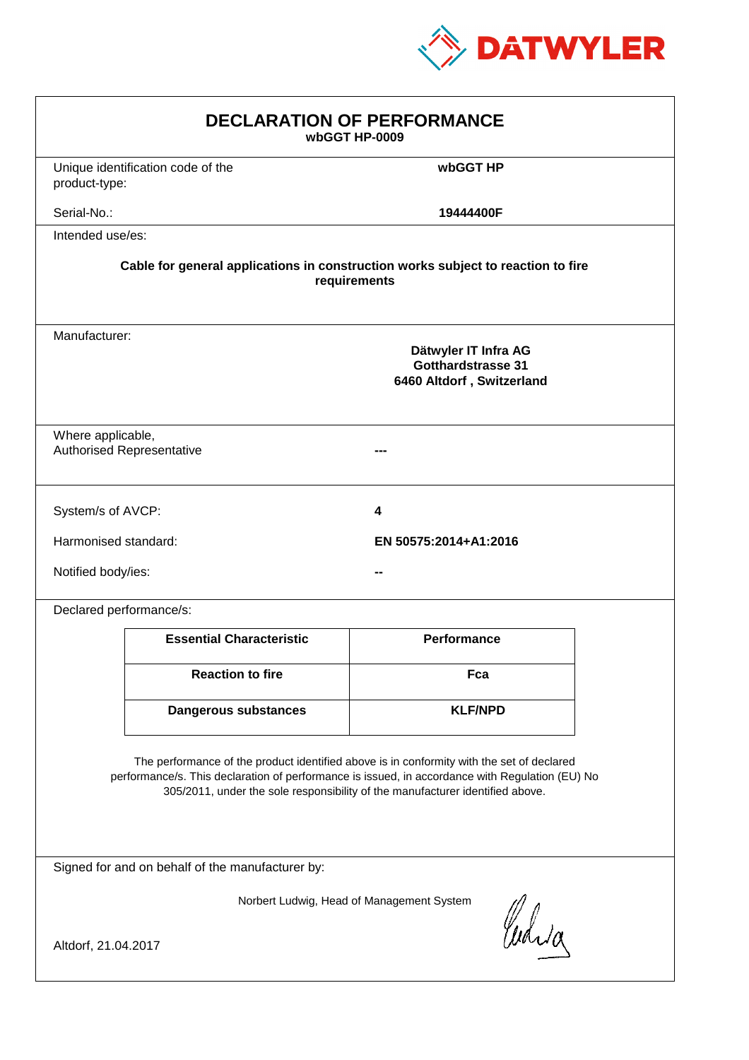DATWYLER

# DECLARATION OF PERFORMANCE

**wbGGT HP-0009**

| | |
|---|---|
| Unique identification code of the product-type: | **wbGGT HP** |
| Serial-No.: | **19444400F** |

Intended use/es:

**Cable for general applications in construction works subject to reaction to fire requirements**

Manufacturer:

**Dätwyler IT Infra AG**
**Gotthardstrasse 31**
**6460 Altdorf , Switzerland**

| | |
|---|---|
| Where applicable, Authorised Representative | --- |

| | |
|---|---|
| System/s of AVCP: | **4** |
| Harmonised standard: | **EN 50575:2014+A1:2016** |
| Notified body/ies: | -- |

Declared performance/s:

| Essential Characteristic | Performance |
|---|---|
| **Reaction to fire** | **Fca** |
| **Dangerous substances** | **KLF/NPD** |

The performance of the product identified above is in conformity with the set of declared performance/s. This declaration of performance is issued, in accordance with Regulation (EU) No 305/2011, under the sole responsibility of the manufacturer identified above.

Signed for and on behalf of the manufacturer by:

Norbert Ludwig, Head of Management System

Altdorf, 21.04.2017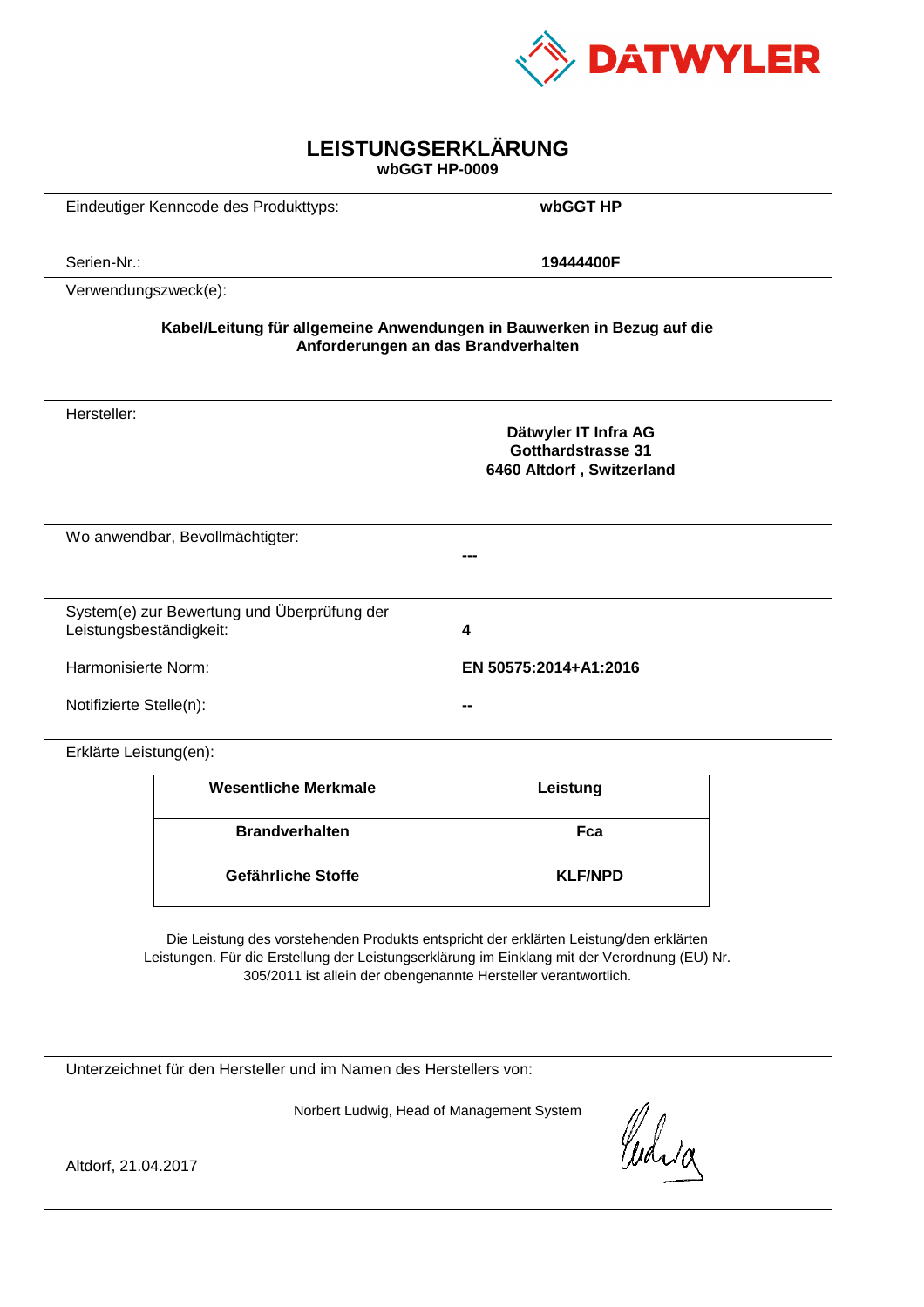DATWYLER

# LEISTUNGSERKLÄRUNG

**wbGGT HP-0009**

Eindeutiger Kenncode des Produkttyps: **wbGGT HP**

Serien-Nr.: **19444400F**

Verwendungszweck(e):

**Kabel/Leitung für allgemeine Anwendungen in Bauwerken in Bezug auf die Anforderungen an das Brandverhalten**

Hersteller:

**Dätwyler IT Infra AG**
**Gotthardstrasse 31**
**6460 Altdorf , Switzerland**

Wo anwendbar, Bevollmächtigter: **---**

System(e) zur Bewertung und Überprüfung der Leistungsbeständigkeit: **4**

Harmonisierte Norm: **EN 50575:2014+A1:2016**

Notifizierte Stelle(n): **--**

Erklärte Leistung(en):

| Wesentliche Merkmale | Leistung |
|---|---|
| **Brandverhalten** | **Fca** |
| **Gefährliche Stoffe** | **KLF/NPD** |

Die Leistung des vorstehenden Produkts entspricht der erklärten Leistung/den erklärten Leistungen. Für die Erstellung der Leistungserklärung im Einklang mit der Verordnung (EU) Nr. 305/2011 ist allein der obengenannte Hersteller verantwortlich.

Unterzeichnet für den Hersteller und im Namen des Herstellers von:

Norbert Ludwig, Head of Management System

Altdorf, 21.04.2017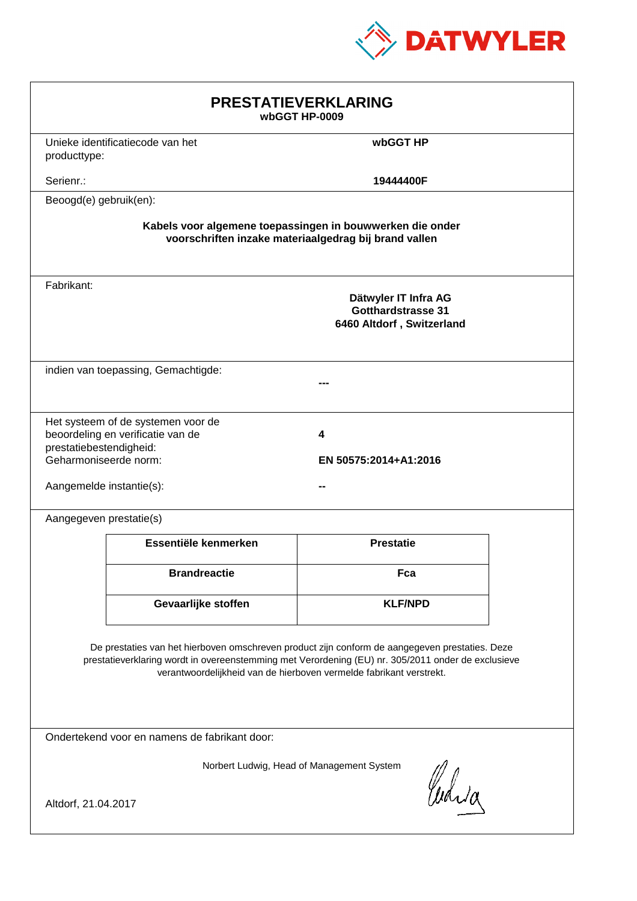DATWYLER

# PRESTATIEVERKLARING

**wbGGT HP-0009**

Unieke identificatiecode van het producttype: **wbGGT HP**

Serienr.: **19444400F**

Beoogd(e) gebruik(en):

**Kabels voor algemene toepassingen in bouwwerken die onder voorschriften inzake materiaalgedrag bij brand vallen**

Fabrikant:

**Dätwyler IT Infra AG**
**Gotthardstrasse 31**
**6460 Altdorf , Switzerland**

indien van toepassing, Gemachtigde: **---**

Het systeem of de systemen voor de beoordeling en verificatie van de prestatiebestendigheid: **4**

Geharmoniseerde norm: **EN 50575:2014+A1:2016**

Aangemelde instantie(s): **--**

Aangegeven prestatie(s)

| Essentiële kenmerken | Prestatie |
|---|---|
| **Brandreactie** | **Fca** |
| **Gevaarlijke stoffen** | **KLF/NPD** |

De prestaties van het hierboven omschreven product zijn conform de aangegeven prestaties. Deze prestatieverklaring wordt in overeenstemming met Verordening (EU) nr. 305/2011 onder de exclusieve verantwoordelijkheid van de hierboven vermelde fabrikant verstrekt.

Ondertekend voor en namens de fabrikant door:

Norbert Ludwig, Head of Management System

Altdorf, 21.04.2017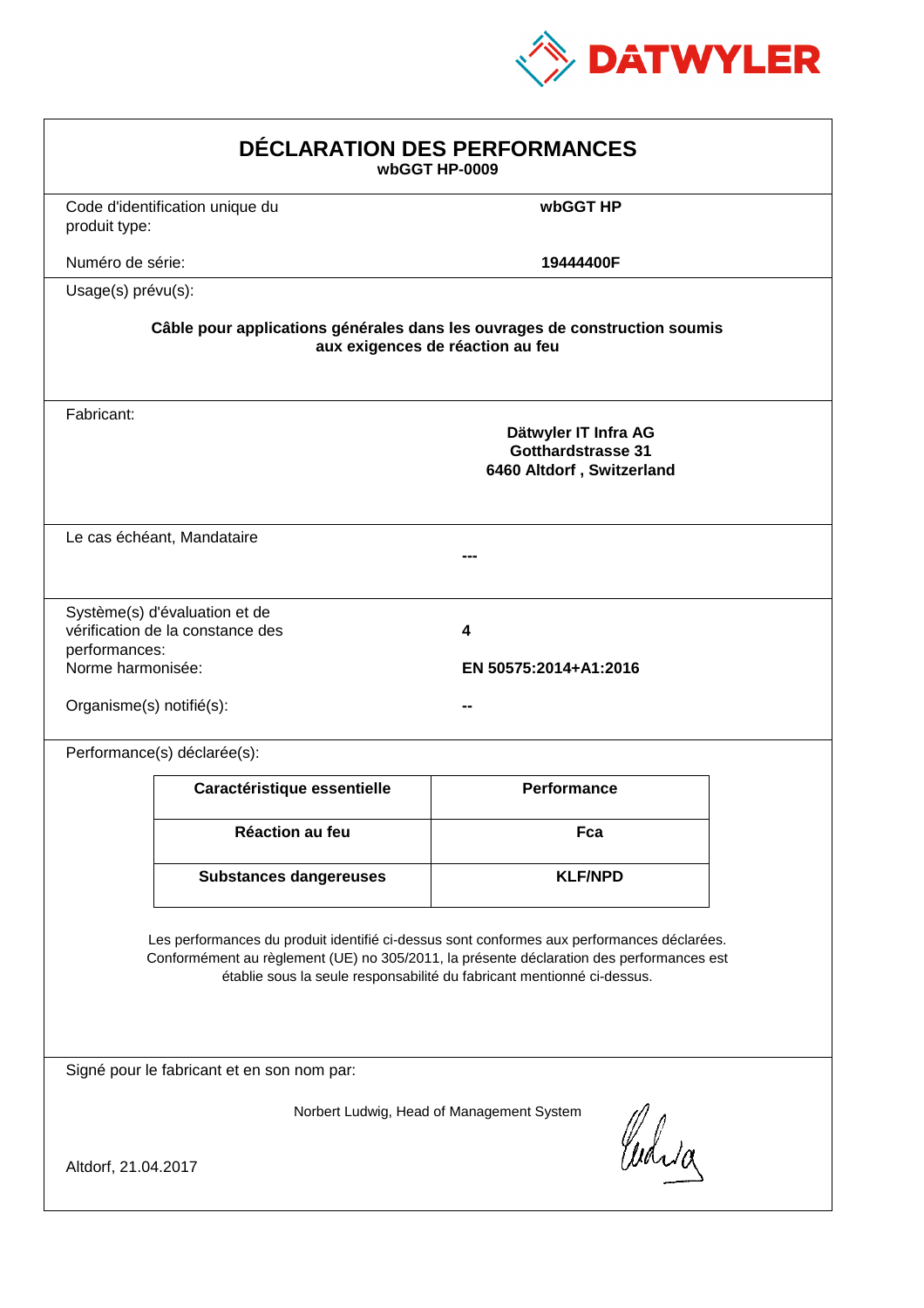DATWYLER

# DÉCLARATION DES PERFORMANCES

**wbGGT HP-0009**

Code d'identification unique du produit type: **wbGGT HP**

Numéro de série: **19444400F**

Usage(s) prévu(s):

**Câble pour applications générales dans les ouvrages de construction soumis aux exigences de réaction au feu**

Fabricant:

**Dätwyler IT Infra AG**
**Gotthardstrasse 31**
**6460 Altdorf , Switzerland**

Le cas échéant, Mandataire

**---**

Système(s) d'évaluation et de vérification de la constance des performances: **4**

Norme harmonisée: **EN 50575:2014+A1:2016**

Organisme(s) notifié(s): **--**

Performance(s) déclarée(s):

| Caractéristique essentielle | Performance |
|---|---|
| **Réaction au feu** | **Fca** |
| **Substances dangereuses** | **KLF/NPD** |

Les performances du produit identifié ci-dessus sont conformes aux performances déclarées. Conformément au règlement (UE) no 305/2011, la présente déclaration des performances est établie sous la seule responsabilité du fabricant mentionné ci-dessus.

Signé pour le fabricant et en son nom par:

Norbert Ludwig, Head of Management System

Altdorf, 21.04.2017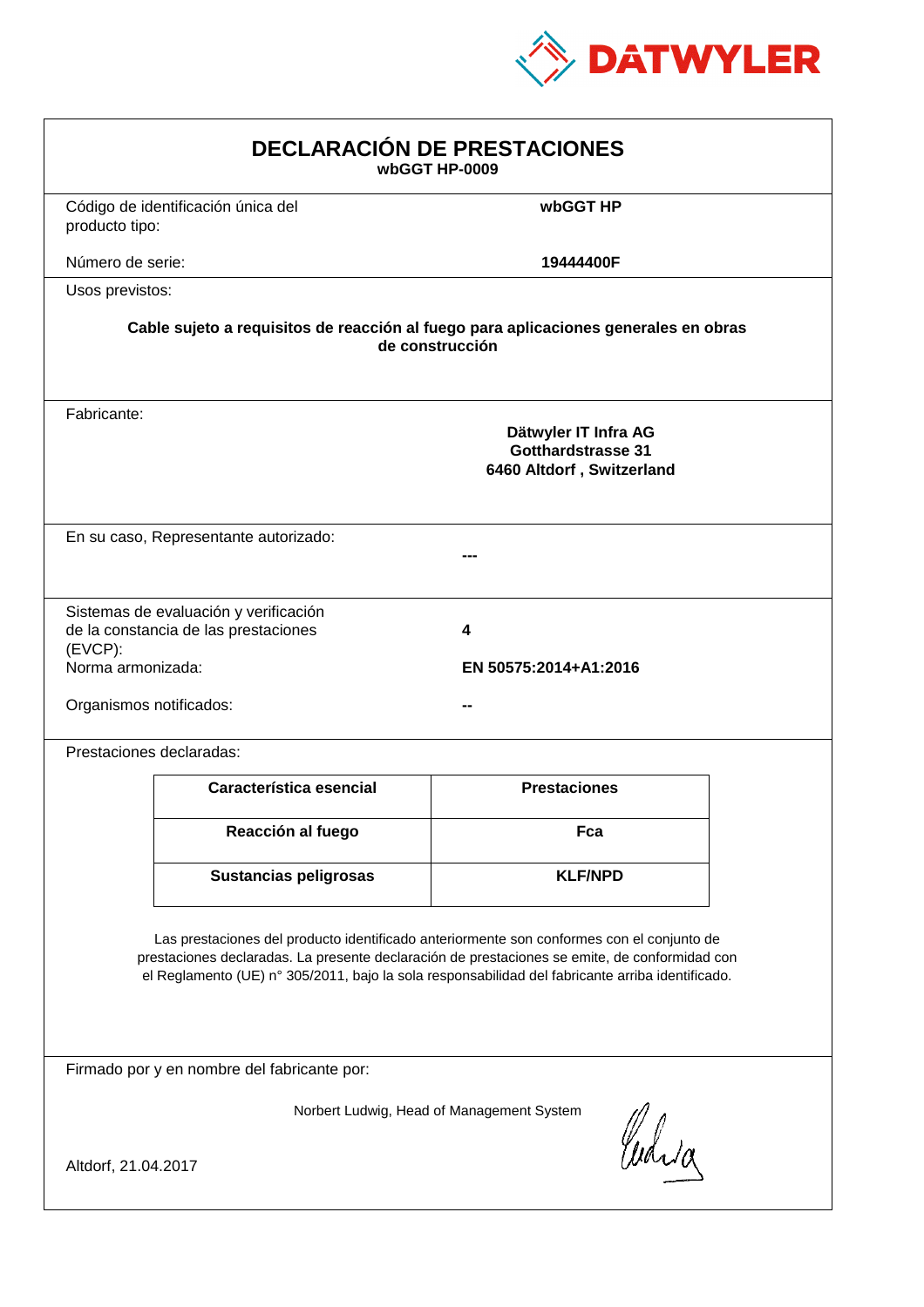DATWYLER

# DECLARACIÓN DE PRESTACIONES

**wbGGT HP-0009**

| | |
|---|---|
| Código de identificación única del producto tipo: | **wbGGT HP** |
| Número de serie: | **19444400F** |

Usos previstos:

**Cable sujeto a requisitos de reacción al fuego para aplicaciones generales en obras de construcción**

Fabricante:

**Dätwyler IT Infra AG**
**Gotthardstrasse 31**
**6460 Altdorf , Switzerland**

En su caso, Representante autorizado: **---**

| | |
|---|---|
| Sistemas de evaluación y verificación de la constancia de las prestaciones (EVCP): | **4** |
| Norma armonizada: | **EN 50575:2014+A1:2016** |
| Organismos notificados: | **--** |

Prestaciones declaradas:

| Característica esencial | Prestaciones |
|---|---|
| **Reacción al fuego** | **Fca** |
| **Sustancias peligrosas** | **KLF/NPD** |

Las prestaciones del producto identificado anteriormente son conformes con el conjunto de prestaciones declaradas. La presente declaración de prestaciones se emite, de conformidad con el Reglamento (UE) n° 305/2011, bajo la sola responsabilidad del fabricante arriba identificado.

Firmado por y en nombre del fabricante por:

Norbert Ludwig, Head of Management System

Altdorf, 21.04.2017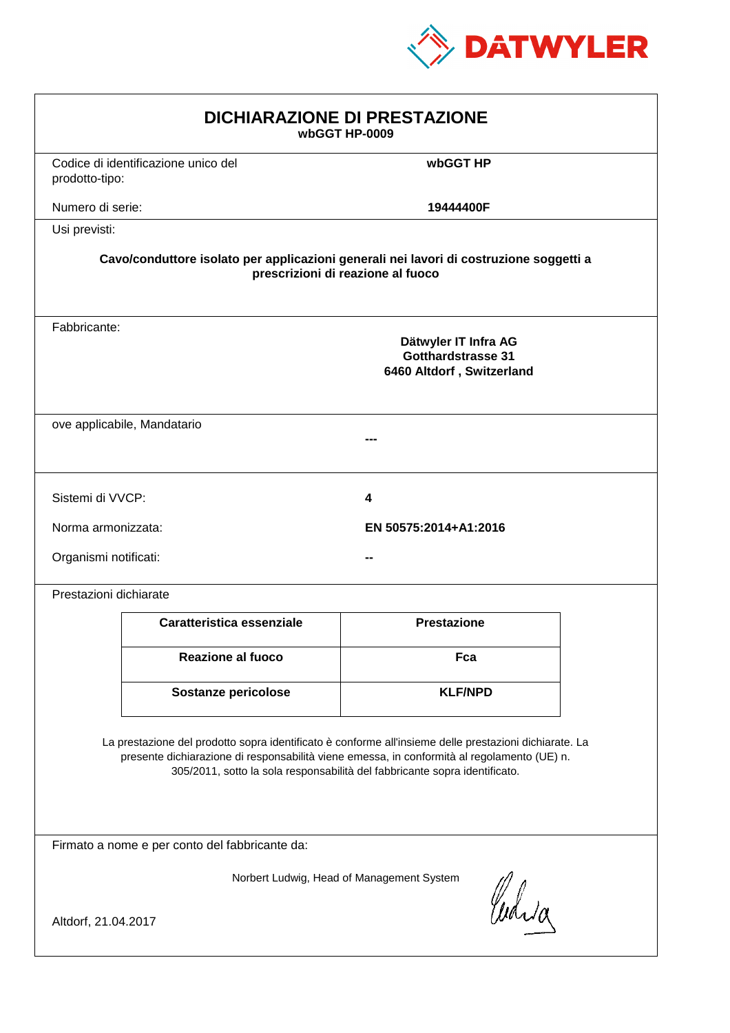DATWYLER

# DICHIARAZIONE DI PRESTAZIONE
**wbGGT HP-0009**

Codice di identificazione unico del prodotto-tipo: **wbGGT HP**

Numero di serie: **19444400F**

Usi previsti:

**Cavo/conduttore isolato per applicazioni generali nei lavori di costruzione soggetti a prescrizioni di reazione al fuoco**

Fabbricante:

**Dätwyler IT Infra AG**
**Gotthardstrasse 31**
**6460 Altdorf , Switzerland**

ove applicabile, Mandatario

**---**

Sistemi di VVCP: **4**

Norma armonizzata: **EN 50575:2014+A1:2016**

Organismi notificati: **--**

Prestazioni dichiarate

| Caratteristica essenziale | Prestazione |
|---|---|
| **Reazione al fuoco** | **Fca** |
| **Sostanze pericolose** | **KLF/NPD** |

La prestazione del prodotto sopra identificato è conforme all'insieme delle prestazioni dichiarate. La presente dichiarazione di responsabilità viene emessa, in conformità al regolamento (UE) n. 305/2011, sotto la sola responsabilità del fabbricante sopra identificato.

Firmato a nome e per conto del fabbricante da:

Norbert Ludwig, Head of Management System

Altdorf, 21.04.2017